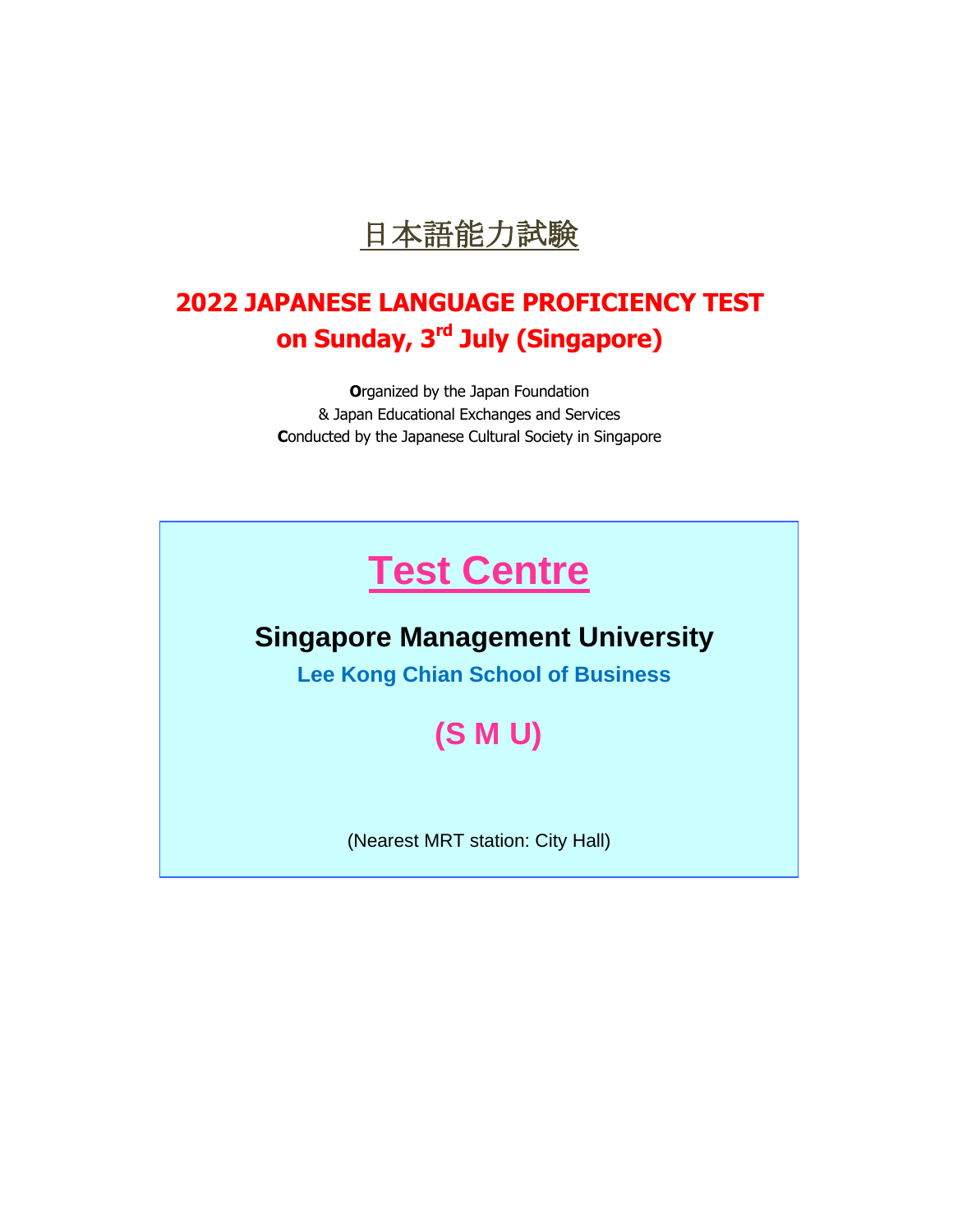# 日本語能力試験

## 2022 JAPANESE LANGUAGE PROFICIENCY TEST on Sunday, 3rd July (Singapore)

**O**rganized by the Japan Foundation
& Japan Educational Exchanges and Services
**C**onducted by the Japanese Cultural Society in Singapore

# Test Centre

## Singapore Management University

### Lee Kong Chian School of Business

## (S M U)

(Nearest MRT station: City Hall)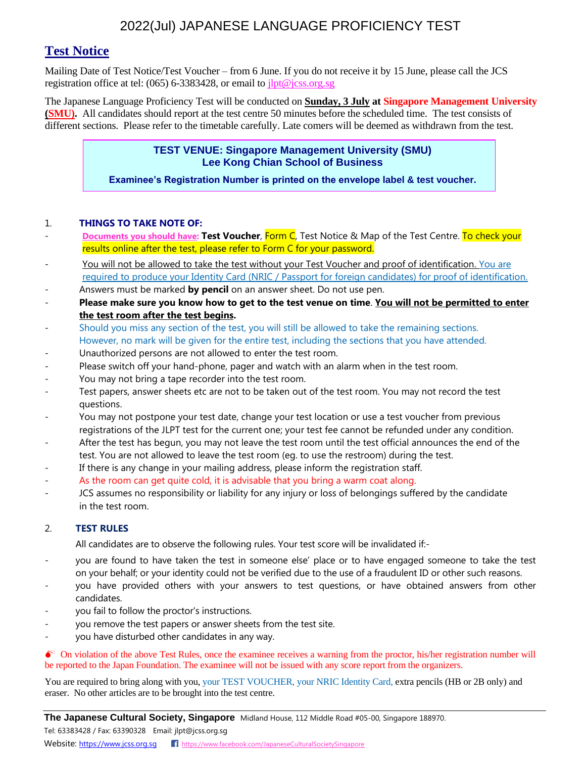# 2022(Jul) JAPANESE LANGUAGE PROFICIENCY TEST

## Test Notice

Mailing Date of Test Notice/Test Voucher – from 6 June. If you do not receive it by 15 June, please call the JCS registration office at tel: (065) 6-3383428, or email to jlpt@jcss.org.sg

The Japanese Language Proficiency Test will be conducted on **Sunday, 3 July at Singapore Management University (SMU).** All candidates should report at the test centre 50 minutes before the scheduled time. The test consists of different sections. Please refer to the timetable carefully. Late comers will be deemed as withdrawn from the test.

**TEST VENUE: Singapore Management University (SMU)**
**Lee Kong Chian School of Business**

**Examinee's Registration Number is printed on the envelope label & test voucher.**

### 1. THINGS TO TAKE NOTE OF:

- **Documents you should have: Test Voucher**, Form C, Test Notice & Map of the Test Centre. To check your results online after the test, please refer to Form C for your password.
- You will not be allowed to take the test without your Test Voucher and proof of identification. You are required to produce your Identity Card (NRIC / Passport for foreign candidates) for proof of identification.
- Answers must be marked **by pencil** on an answer sheet. Do not use pen.
- **Please make sure you know how to get to the test venue on time. You will not be permitted to enter the test room after the test begins.**
- Should you miss any section of the test, you will still be allowed to take the remaining sections. However, no mark will be given for the entire test, including the sections that you have attended.
- Unauthorized persons are not allowed to enter the test room.
- Please switch off your hand-phone, pager and watch with an alarm when in the test room.
- You may not bring a tape recorder into the test room.
- Test papers, answer sheets etc are not to be taken out of the test room. You may not record the test questions.
- You may not postpone your test date, change your test location or use a test voucher from previous registrations of the JLPT test for the current one; your test fee cannot be refunded under any condition.
- After the test has begun, you may not leave the test room until the test official announces the end of the test. You are not allowed to leave the test room (eg. to use the restroom) during the test.
- If there is any change in your mailing address, please inform the registration staff.
- As the room can get quite cold, it is advisable that you bring a warm coat along.
- JCS assumes no responsibility or liability for any injury or loss of belongings suffered by the candidate in the test room.

### 2. TEST RULES

All candidates are to observe the following rules. Your test score will be invalidated if:-

- you are found to have taken the test in someone else' place or to have engaged someone to take the test on your behalf; or your identity could not be verified due to the use of a fraudulent ID or other such reasons.
- you have provided others with your answers to test questions, or have obtained answers from other candidates.
- you fail to follow the proctor's instructions.
- you remove the test papers or answer sheets from the test site.
- you have disturbed other candidates in any way.

On violation of the above Test Rules, once the examinee receives a warning from the proctor, his/her registration number will be reported to the Japan Foundation. The examinee will not be issued with any score report from the organizers.

You are required to bring along with you, your TEST VOUCHER, your NRIC Identity Card, extra pencils (HB or 2B only) and eraser. No other articles are to be brought into the test centre.

**The Japanese Cultural Society, Singapore** Midland House, 112 Middle Road #05-00, Singapore 188970.
Tel: 63383428 / Fax: 63390328 Email: jlpt@jcss.org.sg
Website: https://www.jcss.org.sg https://www.facebook.com/JapaneseCulturalSocietySingapore